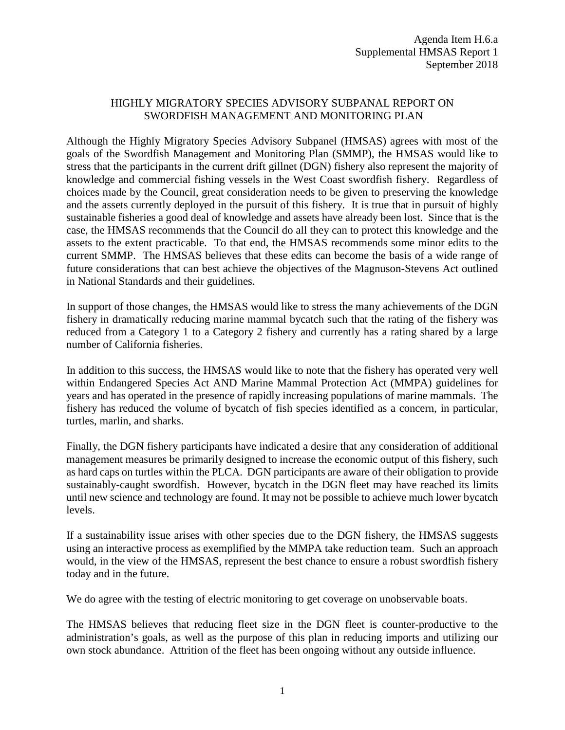Agenda Item H.6.a
Supplemental HMSAS Report 1
September 2018

## HIGHLY MIGRATORY SPECIES ADVISORY SUBPANAL REPORT ON SWORDFISH MANAGEMENT AND MONITORING PLAN

Although the Highly Migratory Species Advisory Subpanel (HMSAS) agrees with most of the goals of the Swordfish Management and Monitoring Plan (SMMP), the HMSAS would like to stress that the participants in the current drift gillnet (DGN) fishery also represent the majority of knowledge and commercial fishing vessels in the West Coast swordfish fishery. Regardless of choices made by the Council, great consideration needs to be given to preserving the knowledge and the assets currently deployed in the pursuit of this fishery. It is true that in pursuit of highly sustainable fisheries a good deal of knowledge and assets have already been lost. Since that is the case, the HMSAS recommends that the Council do all they can to protect this knowledge and the assets to the extent practicable. To that end, the HMSAS recommends some minor edits to the current SMMP. The HMSAS believes that these edits can become the basis of a wide range of future considerations that can best achieve the objectives of the Magnuson-Stevens Act outlined in National Standards and their guidelines.

In support of those changes, the HMSAS would like to stress the many achievements of the DGN fishery in dramatically reducing marine mammal bycatch such that the rating of the fishery was reduced from a Category 1 to a Category 2 fishery and currently has a rating shared by a large number of California fisheries.

In addition to this success, the HMSAS would like to note that the fishery has operated very well within Endangered Species Act AND Marine Mammal Protection Act (MMPA) guidelines for years and has operated in the presence of rapidly increasing populations of marine mammals. The fishery has reduced the volume of bycatch of fish species identified as a concern, in particular, turtles, marlin, and sharks.

Finally, the DGN fishery participants have indicated a desire that any consideration of additional management measures be primarily designed to increase the economic output of this fishery, such as hard caps on turtles within the PLCA. DGN participants are aware of their obligation to provide sustainably-caught swordfish. However, bycatch in the DGN fleet may have reached its limits until new science and technology are found. It may not be possible to achieve much lower bycatch levels.

If a sustainability issue arises with other species due to the DGN fishery, the HMSAS suggests using an interactive process as exemplified by the MMPA take reduction team. Such an approach would, in the view of the HMSAS, represent the best chance to ensure a robust swordfish fishery today and in the future.

We do agree with the testing of electric monitoring to get coverage on unobservable boats.

The HMSAS believes that reducing fleet size in the DGN fleet is counter-productive to the administration's goals, as well as the purpose of this plan in reducing imports and utilizing our own stock abundance. Attrition of the fleet has been ongoing without any outside influence.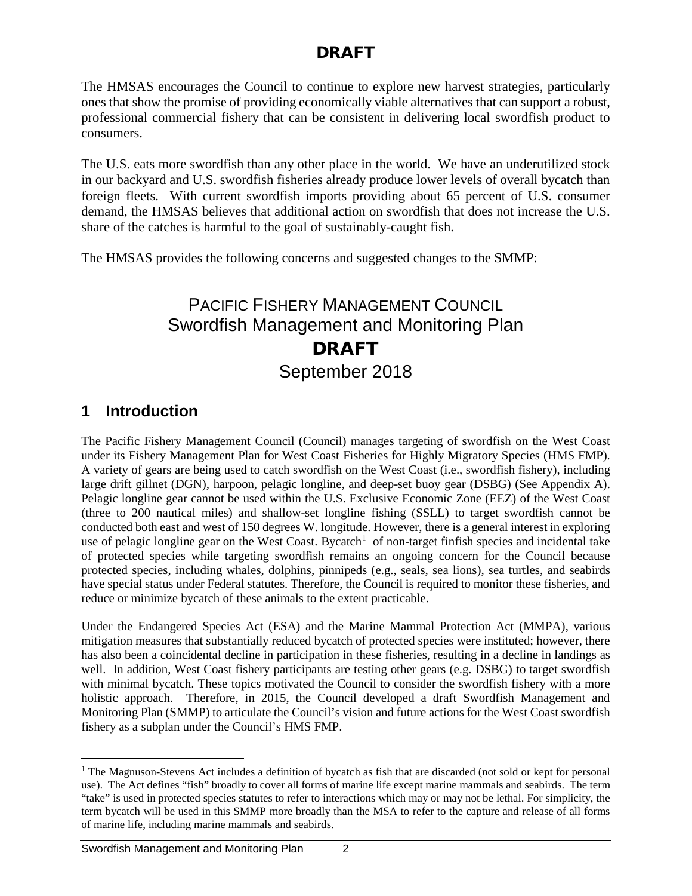**DRAFT**

The HMSAS encourages the Council to continue to explore new harvest strategies, particularly ones that show the promise of providing economically viable alternatives that can support a robust, professional commercial fishery that can be consistent in delivering local swordfish product to consumers.

The U.S. eats more swordfish than any other place in the world. We have an underutilized stock in our backyard and U.S. swordfish fisheries already produce lower levels of overall bycatch than foreign fleets. With current swordfish imports providing about 65 percent of U.S. consumer demand, the HMSAS believes that additional action on swordfish that does not increase the U.S. share of the catches is harmful to the goal of sustainably-caught fish.

The HMSAS provides the following concerns and suggested changes to the SMMP:

# PACIFIC FISHERY MANAGEMENT COUNCIL
# Swordfish Management and Monitoring Plan
# DRAFT
# September 2018

## 1 Introduction

The Pacific Fishery Management Council (Council) manages targeting of swordfish on the West Coast under its Fishery Management Plan for West Coast Fisheries for Highly Migratory Species (HMS FMP). A variety of gears are being used to catch swordfish on the West Coast (i.e., swordfish fishery), including large drift gillnet (DGN), harpoon, pelagic longline, and deep-set buoy gear (DSBG) (See Appendix A). Pelagic longline gear cannot be used within the U.S. Exclusive Economic Zone (EEZ) of the West Coast (three to 200 nautical miles) and shallow-set longline fishing (SSLL) to target swordfish cannot be conducted both east and west of 150 degrees W. longitude. However, there is a general interest in exploring use of pelagic longline gear on the West Coast. Bycatch[1] of non-target finfish species and incidental take of protected species while targeting swordfish remains an ongoing concern for the Council because protected species, including whales, dolphins, pinnipeds (e.g., seals, sea lions), sea turtles, and seabirds have special status under Federal statutes. Therefore, the Council is required to monitor these fisheries, and reduce or minimize bycatch of these animals to the extent practicable.

Under the Endangered Species Act (ESA) and the Marine Mammal Protection Act (MMPA), various mitigation measures that substantially reduced bycatch of protected species were instituted; however, there has also been a coincidental decline in participation in these fisheries, resulting in a decline in landings as well. In addition, West Coast fishery participants are testing other gears (e.g. DSBG) to target swordfish with minimal bycatch. These topics motivated the Council to consider the swordfish fishery with a more holistic approach. Therefore, in 2015, the Council developed a draft Swordfish Management and Monitoring Plan (SMMP) to articulate the Council's vision and future actions for the West Coast swordfish fishery as a subplan under the Council's HMS FMP.

[1] The Magnuson-Stevens Act includes a definition of bycatch as fish that are discarded (not sold or kept for personal use). The Act defines "fish" broadly to cover all forms of marine life except marine mammals and seabirds. The term "take" is used in protected species statutes to refer to interactions which may or may not be lethal. For simplicity, the term bycatch will be used in this SMMP more broadly than the MSA to refer to the capture and release of all forms of marine life, including marine mammals and seabirds.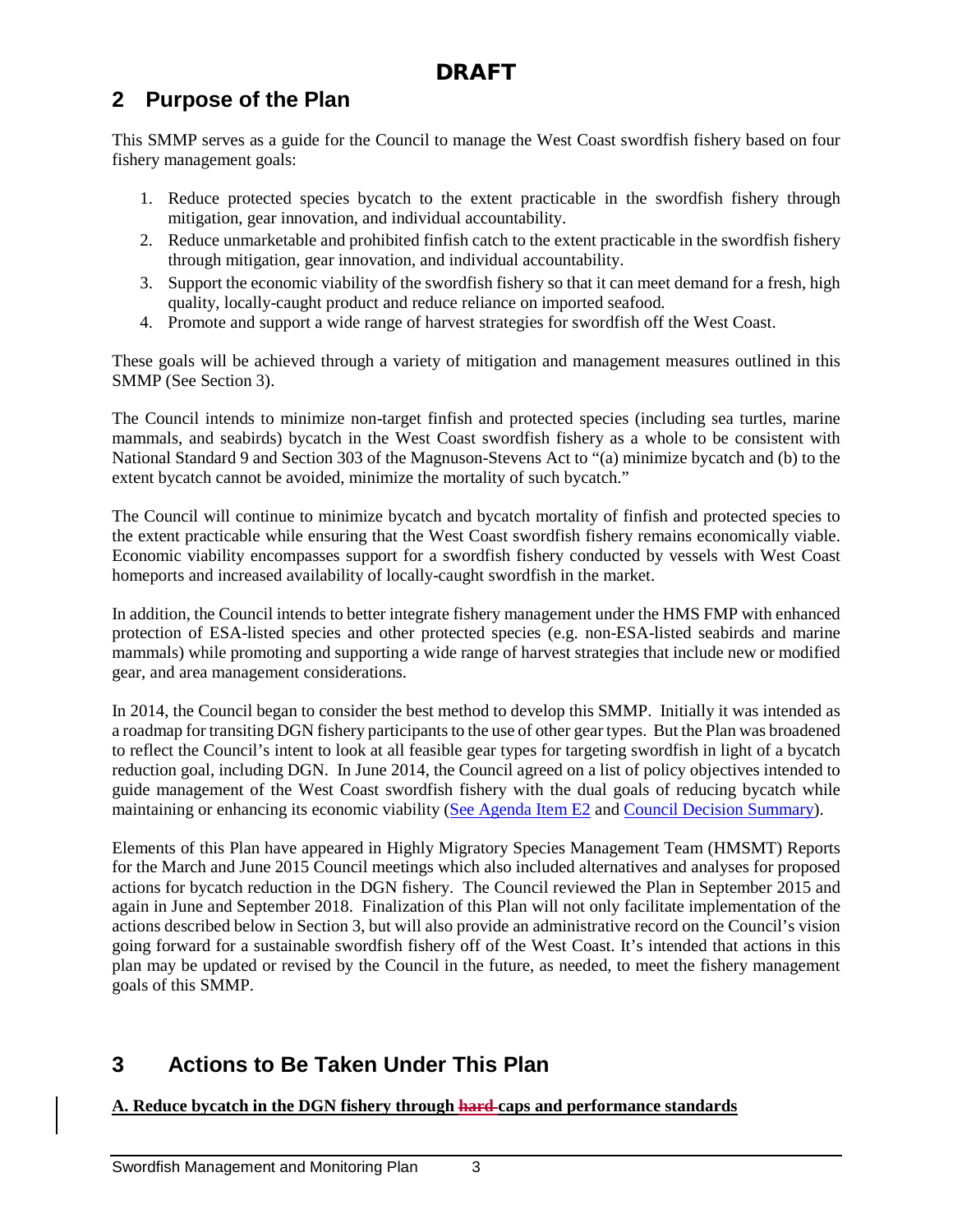# DRAFT

## 2 Purpose of the Plan

This SMMP serves as a guide for the Council to manage the West Coast swordfish fishery based on four fishery management goals:

1. Reduce protected species bycatch to the extent practicable in the swordfish fishery through mitigation, gear innovation, and individual accountability.
2. Reduce unmarketable and prohibited finfish catch to the extent practicable in the swordfish fishery through mitigation, gear innovation, and individual accountability.
3. Support the economic viability of the swordfish fishery so that it can meet demand for a fresh, high quality, locally-caught product and reduce reliance on imported seafood.
4. Promote and support a wide range of harvest strategies for swordfish off the West Coast.

These goals will be achieved through a variety of mitigation and management measures outlined in this SMMP (See Section 3).

The Council intends to minimize non-target finfish and protected species (including sea turtles, marine mammals, and seabirds) bycatch in the West Coast swordfish fishery as a whole to be consistent with National Standard 9 and Section 303 of the Magnuson-Stevens Act to "(a) minimize bycatch and (b) to the extent bycatch cannot be avoided, minimize the mortality of such bycatch."

The Council will continue to minimize bycatch and bycatch mortality of finfish and protected species to the extent practicable while ensuring that the West Coast swordfish fishery remains economically viable. Economic viability encompasses support for a swordfish fishery conducted by vessels with West Coast homeports and increased availability of locally-caught swordfish in the market.

In addition, the Council intends to better integrate fishery management under the HMS FMP with enhanced protection of ESA-listed species and other protected species (e.g. non-ESA-listed seabirds and marine mammals) while promoting and supporting a wide range of harvest strategies that include new or modified gear, and area management considerations.

In 2014, the Council began to consider the best method to develop this SMMP. Initially it was intended as a roadmap for transiting DGN fishery participants to the use of other gear types. But the Plan was broadened to reflect the Council's intent to look at all feasible gear types for targeting swordfish in light of a bycatch reduction goal, including DGN. In June 2014, the Council agreed on a list of policy objectives intended to guide management of the West Coast swordfish fishery with the dual goals of reducing bycatch while maintaining or enhancing its economic viability (See Agenda Item E2 and Council Decision Summary).

Elements of this Plan have appeared in Highly Migratory Species Management Team (HMSMT) Reports for the March and June 2015 Council meetings which also included alternatives and analyses for proposed actions for bycatch reduction in the DGN fishery. The Council reviewed the Plan in September 2015 and again in June and September 2018. Finalization of this Plan will not only facilitate implementation of the actions described below in Section 3, but will also provide an administrative record on the Council's vision going forward for a sustainable swordfish fishery off of the West Coast. It's intended that actions in this plan may be updated or revised by the Council in the future, as needed, to meet the fishery management goals of this SMMP.

## 3 Actions to Be Taken Under This Plan

**A. Reduce bycatch in the DGN fishery through ~~hard~~ caps and performance standards**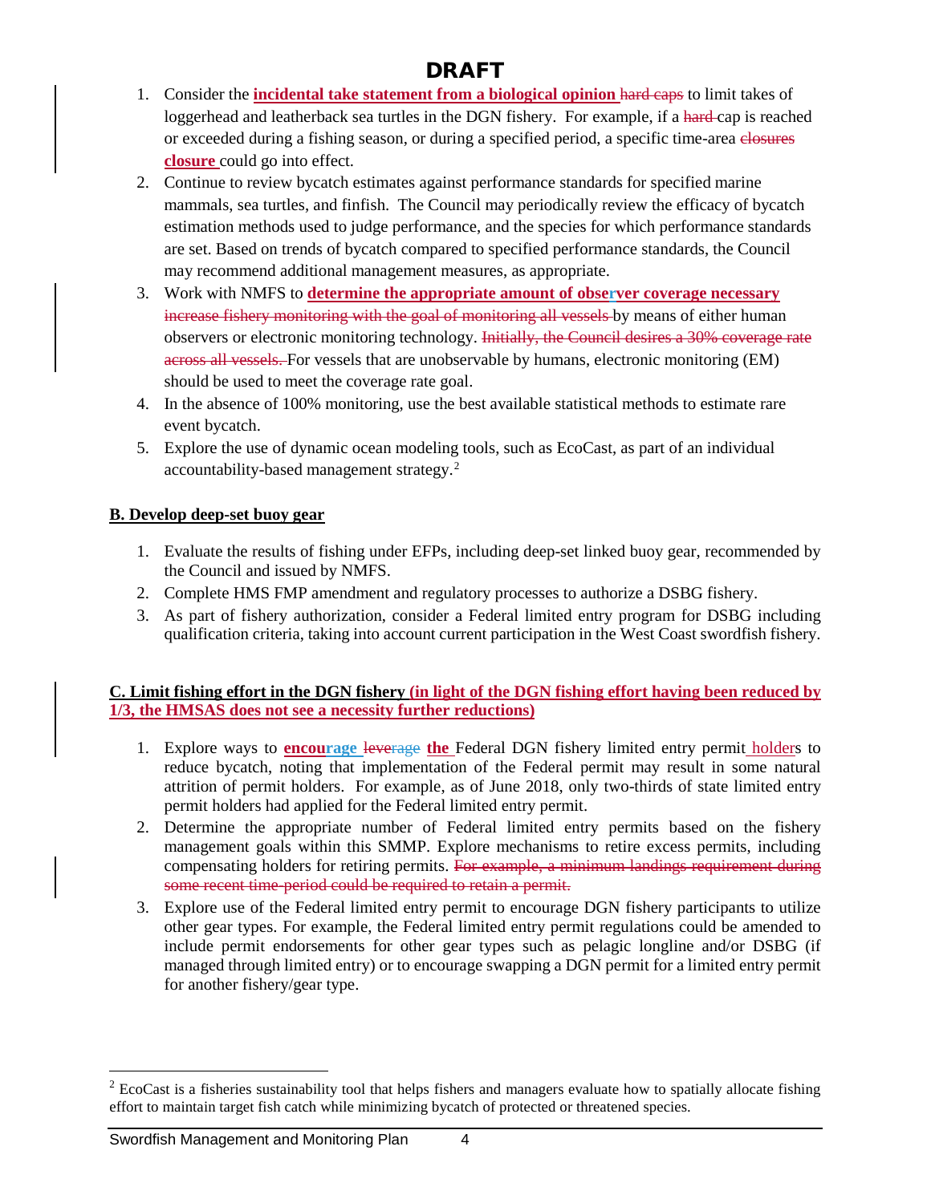1. Consider the **incidental take statement from a biological opinion** ~~hard caps~~ to limit takes of loggerhead and leatherback sea turtles in the DGN fishery. For example, if a ~~hard~~ cap is reached or exceeded during a fishing season, or during a specified period, a specific time-area ~~closures~~ **closure** could go into effect.
2. Continue to review bycatch estimates against performance standards for specified marine mammals, sea turtles, and finfish. The Council may periodically review the efficacy of bycatch estimation methods used to judge performance, and the species for which performance standards are set. Based on trends of bycatch compared to specified performance standards, the Council may recommend additional management measures, as appropriate.
3. Work with NMFS to **determine the appropriate amount of observer coverage necessary** ~~increase fishery monitoring with the goal of monitoring all vessels~~ by means of either human observers or electronic monitoring technology. ~~Initially, the Council desires a 30% coverage rate across all vessels.~~ For vessels that are unobservable by humans, electronic monitoring (EM) should be used to meet the coverage rate goal.
4. In the absence of 100% monitoring, use the best available statistical methods to estimate rare event bycatch.
5. Explore the use of dynamic ocean modeling tools, such as EcoCast, as part of an individual accountability-based management strategy.[2]

**B. Develop deep-set buoy gear**

1. Evaluate the results of fishing under EFPs, including deep-set linked buoy gear, recommended by the Council and issued by NMFS.
2. Complete HMS FMP amendment and regulatory processes to authorize a DSBG fishery.
3. As part of fishery authorization, consider a Federal limited entry program for DSBG including qualification criteria, taking into account current participation in the West Coast swordfish fishery.

**C. Limit fishing effort in the DGN fishery (in light of the DGN fishing effort having been reduced by 1/3, the HMSAS does not see a necessity further reductions)**

1. Explore ways to **encourage** ~~leverage~~ **the** Federal DGN fishery limited entry permit **holders** to reduce bycatch, noting that implementation of the Federal permit may result in some natural attrition of permit holders. For example, as of June 2018, only two-thirds of state limited entry permit holders had applied for the Federal limited entry permit.
2. Determine the appropriate number of Federal limited entry permits based on the fishery management goals within this SMMP. Explore mechanisms to retire excess permits, including compensating holders for retiring permits. ~~For example, a minimum landings requirement during some recent time-period could be required to retain a permit.~~
3. Explore use of the Federal limited entry permit to encourage DGN fishery participants to utilize other gear types. For example, the Federal limited entry permit regulations could be amended to include permit endorsements for other gear types such as pelagic longline and/or DSBG (if managed through limited entry) or to encourage swapping a DGN permit for a limited entry permit for another fishery/gear type.

[2] EcoCast is a fisheries sustainability tool that helps fishers and managers evaluate how to spatially allocate fishing effort to maintain target fish catch while minimizing bycatch of protected or threatened species.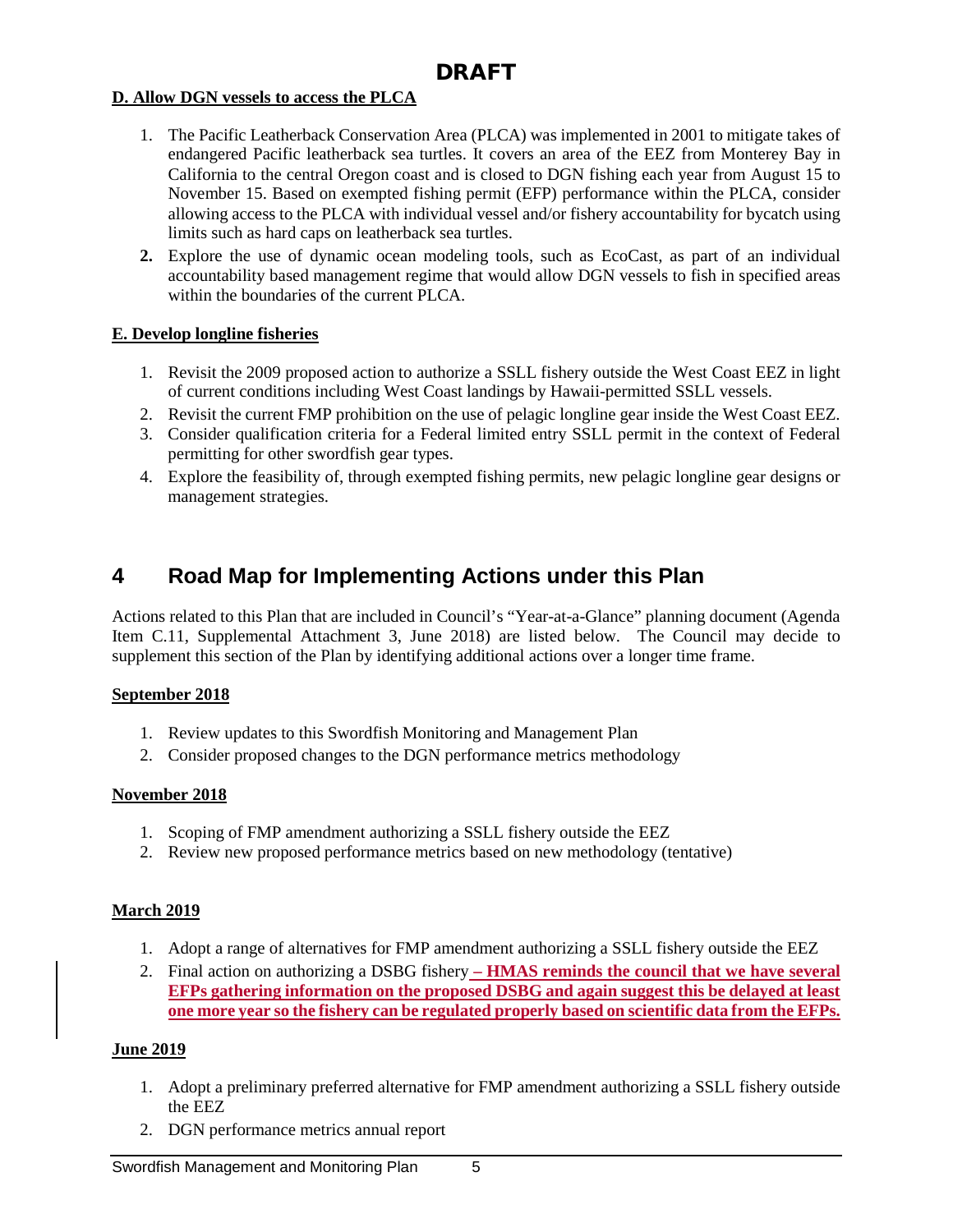DRAFT

**D. Allow DGN vessels to access the PLCA**

1. The Pacific Leatherback Conservation Area (PLCA) was implemented in 2001 to mitigate takes of endangered Pacific leatherback sea turtles. It covers an area of the EEZ from Monterey Bay in California to the central Oregon coast and is closed to DGN fishing each year from August 15 to November 15. Based on exempted fishing permit (EFP) performance within the PLCA, consider allowing access to the PLCA with individual vessel and/or fishery accountability for bycatch using limits such as hard caps on leatherback sea turtles.
2. Explore the use of dynamic ocean modeling tools, such as EcoCast, as part of an individual accountability based management regime that would allow DGN vessels to fish in specified areas within the boundaries of the current PLCA.

**E. Develop longline fisheries**

1. Revisit the 2009 proposed action to authorize a SSLL fishery outside the West Coast EEZ in light of current conditions including West Coast landings by Hawaii-permitted SSLL vessels.
2. Revisit the current FMP prohibition on the use of pelagic longline gear inside the West Coast EEZ.
3. Consider qualification criteria for a Federal limited entry SSLL permit in the context of Federal permitting for other swordfish gear types.
4. Explore the feasibility of, through exempted fishing permits, new pelagic longline gear designs or management strategies.

# 4 Road Map for Implementing Actions under this Plan

Actions related to this Plan that are included in Council's "Year-at-a-Glance" planning document (Agenda Item C.11, Supplemental Attachment 3, June 2018) are listed below. The Council may decide to supplement this section of the Plan by identifying additional actions over a longer time frame.

**September 2018**

1. Review updates to this Swordfish Monitoring and Management Plan
2. Consider proposed changes to the DGN performance metrics methodology

**November 2018**

1. Scoping of FMP amendment authorizing a SSLL fishery outside the EEZ
2. Review new proposed performance metrics based on new methodology (tentative)

**March 2019**

1. Adopt a range of alternatives for FMP amendment authorizing a SSLL fishery outside the EEZ
2. Final action on authorizing a DSBG fishery **– HMAS reminds the council that we have several EFPs gathering information on the proposed DSBG and again suggest this be delayed at least one more year so the fishery can be regulated properly based on scientific data from the EFPs.**

**June 2019**

1. Adopt a preliminary preferred alternative for FMP amendment authorizing a SSLL fishery outside the EEZ
2. DGN performance metrics annual report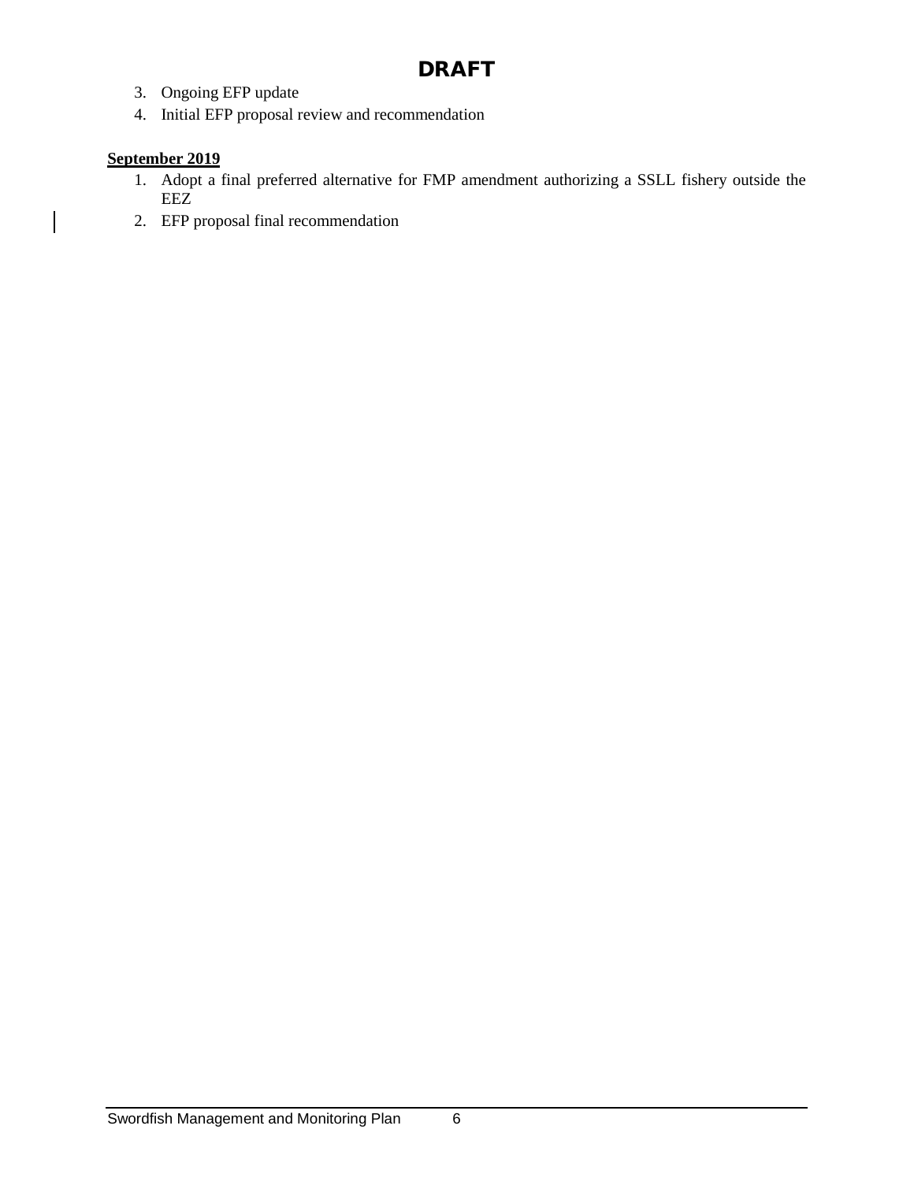**DRAFT**

3. Ongoing EFP update
4. Initial EFP proposal review and recommendation

**September 2019**

1. Adopt a final preferred alternative for FMP amendment authorizing a SSLL fishery outside the EEZ
2. EFP proposal final recommendation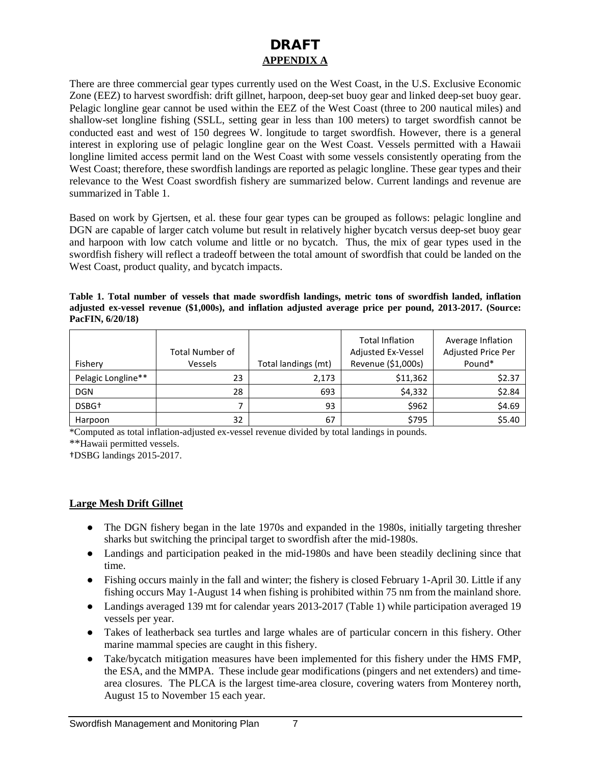# DRAFT

## APPENDIX A

There are three commercial gear types currently used on the West Coast, in the U.S. Exclusive Economic Zone (EEZ) to harvest swordfish: drift gillnet, harpoon, deep-set buoy gear and linked deep-set buoy gear. Pelagic longline gear cannot be used within the EEZ of the West Coast (three to 200 nautical miles) and shallow-set longline fishing (SSLL, setting gear in less than 100 meters) to target swordfish cannot be conducted east and west of 150 degrees W. longitude to target swordfish. However, there is a general interest in exploring use of pelagic longline gear on the West Coast. Vessels permitted with a Hawaii longline limited access permit land on the West Coast with some vessels consistently operating from the West Coast; therefore, these swordfish landings are reported as pelagic longline. These gear types and their relevance to the West Coast swordfish fishery are summarized below. Current landings and revenue are summarized in Table 1.

Based on work by Gjertsen, et al. these four gear types can be grouped as follows: pelagic longline and DGN are capable of larger catch volume but result in relatively higher bycatch versus deep-set buoy gear and harpoon with low catch volume and little or no bycatch. Thus, the mix of gear types used in the swordfish fishery will reflect a tradeoff between the total amount of swordfish that could be landed on the West Coast, product quality, and bycatch impacts.

**Table 1. Total number of vessels that made swordfish landings, metric tons of swordfish landed, inflation adjusted ex-vessel revenue ($1,000s), and inflation adjusted average price per pound, 2013-2017. (Source: PacFIN, 6/20/18)**

| Fishery | Total Number of Vessels | Total landings (mt) | Total Inflation Adjusted Ex-Vessel Revenue ($1,000s) | Average Inflation Adjusted Price Per Pound* |
|---|---|---|---|---|
| Pelagic Longline** | 23 | 2,173 | $11,362 | $2.37 |
| DGN | 28 | 693 | $4,332 | $2.84 |
| DSBG† | 7 | 93 | $962 | $4.69 |
| Harpoon | 32 | 67 | $795 | $5.40 |

*Computed as total inflation-adjusted ex-vessel revenue divided by total landings in pounds.

**Hawaii permitted vessels.

†DSBG landings 2015-2017.

### Large Mesh Drift Gillnet

- The DGN fishery began in the late 1970s and expanded in the 1980s, initially targeting thresher sharks but switching the principal target to swordfish after the mid-1980s.
- Landings and participation peaked in the mid-1980s and have been steadily declining since that time.
- Fishing occurs mainly in the fall and winter; the fishery is closed February 1-April 30. Little if any fishing occurs May 1-August 14 when fishing is prohibited within 75 nm from the mainland shore.
- Landings averaged 139 mt for calendar years 2013-2017 (Table 1) while participation averaged 19 vessels per year.
- Takes of leatherback sea turtles and large whales are of particular concern in this fishery. Other marine mammal species are caught in this fishery.
- Take/bycatch mitigation measures have been implemented for this fishery under the HMS FMP, the ESA, and the MMPA. These include gear modifications (pingers and net extenders) and time-area closures. The PLCA is the largest time-area closure, covering waters from Monterey north, August 15 to November 15 each year.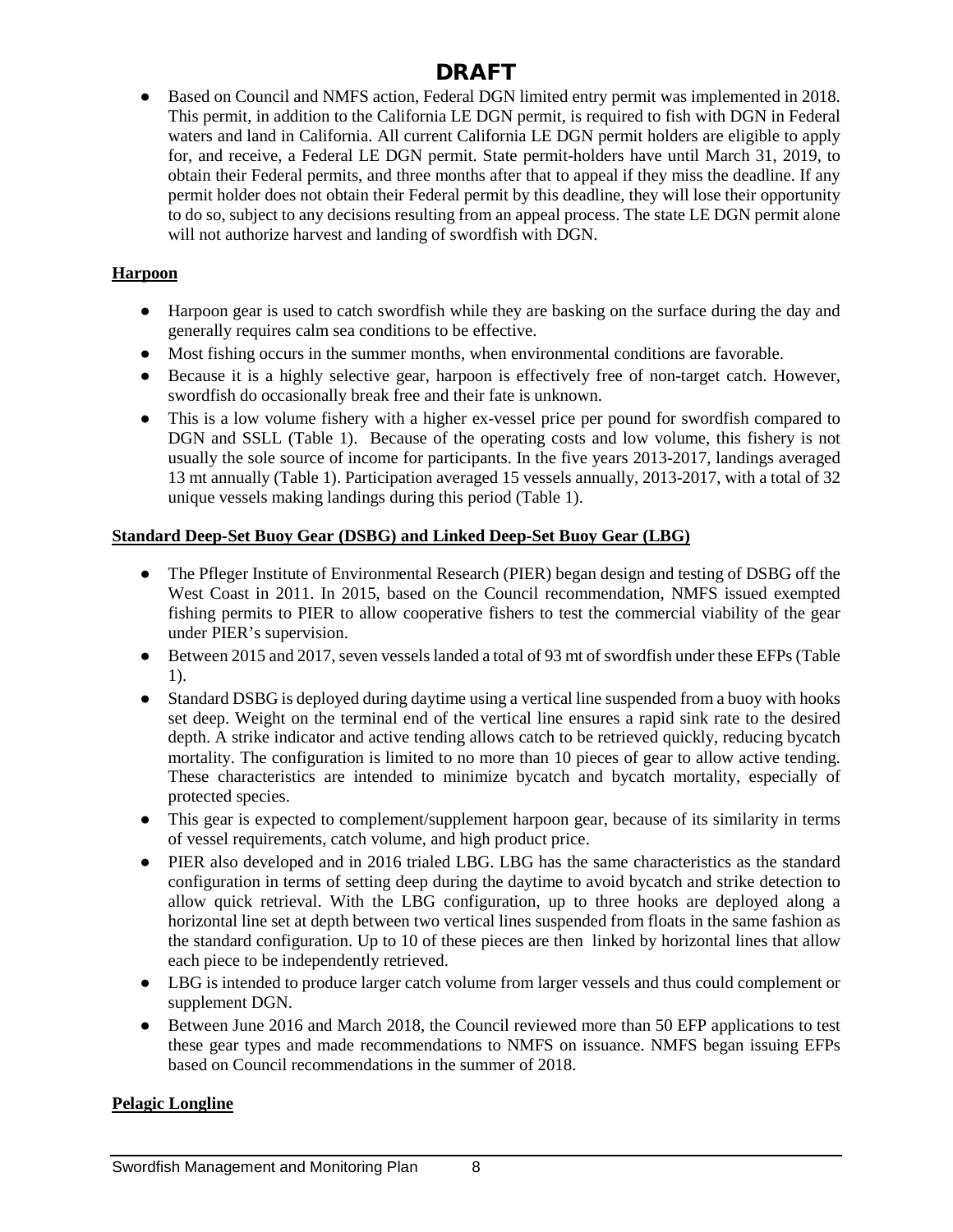# DRAFT

- Based on Council and NMFS action, Federal DGN limited entry permit was implemented in 2018. This permit, in addition to the California LE DGN permit, is required to fish with DGN in Federal waters and land in California. All current California LE DGN permit holders are eligible to apply for, and receive, a Federal LE DGN permit. State permit-holders have until March 31, 2019, to obtain their Federal permits, and three months after that to appeal if they miss the deadline. If any permit holder does not obtain their Federal permit by this deadline, they will lose their opportunity to do so, subject to any decisions resulting from an appeal process. The state LE DGN permit alone will not authorize harvest and landing of swordfish with DGN.

**Harpoon**

- Harpoon gear is used to catch swordfish while they are basking on the surface during the day and generally requires calm sea conditions to be effective.
- Most fishing occurs in the summer months, when environmental conditions are favorable.
- Because it is a highly selective gear, harpoon is effectively free of non-target catch. However, swordfish do occasionally break free and their fate is unknown.
- This is a low volume fishery with a higher ex-vessel price per pound for swordfish compared to DGN and SSLL (Table 1). Because of the operating costs and low volume, this fishery is not usually the sole source of income for participants. In the five years 2013-2017, landings averaged 13 mt annually (Table 1). Participation averaged 15 vessels annually, 2013-2017, with a total of 32 unique vessels making landings during this period (Table 1).

**Standard Deep-Set Buoy Gear (DSBG) and Linked Deep-Set Buoy Gear (LBG)**

- The Pfleger Institute of Environmental Research (PIER) began design and testing of DSBG off the West Coast in 2011. In 2015, based on the Council recommendation, NMFS issued exempted fishing permits to PIER to allow cooperative fishers to test the commercial viability of the gear under PIER's supervision.
- Between 2015 and 2017, seven vessels landed a total of 93 mt of swordfish under these EFPs (Table 1).
- Standard DSBG is deployed during daytime using a vertical line suspended from a buoy with hooks set deep. Weight on the terminal end of the vertical line ensures a rapid sink rate to the desired depth. A strike indicator and active tending allows catch to be retrieved quickly, reducing bycatch mortality. The configuration is limited to no more than 10 pieces of gear to allow active tending. These characteristics are intended to minimize bycatch and bycatch mortality, especially of protected species.
- This gear is expected to complement/supplement harpoon gear, because of its similarity in terms of vessel requirements, catch volume, and high product price.
- PIER also developed and in 2016 trialed LBG. LBG has the same characteristics as the standard configuration in terms of setting deep during the daytime to avoid bycatch and strike detection to allow quick retrieval. With the LBG configuration, up to three hooks are deployed along a horizontal line set at depth between two vertical lines suspended from floats in the same fashion as the standard configuration. Up to 10 of these pieces are then linked by horizontal lines that allow each piece to be independently retrieved.
- LBG is intended to produce larger catch volume from larger vessels and thus could complement or supplement DGN.
- Between June 2016 and March 2018, the Council reviewed more than 50 EFP applications to test these gear types and made recommendations to NMFS on issuance. NMFS began issuing EFPs based on Council recommendations in the summer of 2018.

**Pelagic Longline**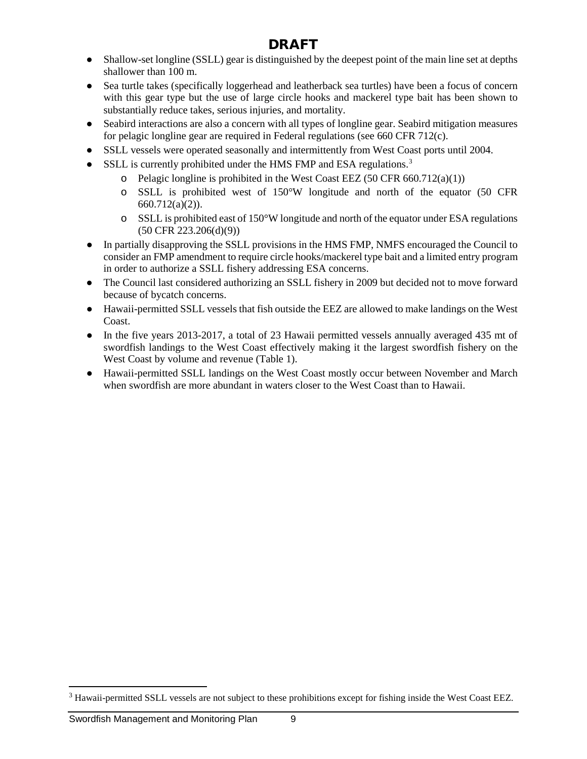- Shallow-set longline (SSLL) gear is distinguished by the deepest point of the main line set at depths shallower than 100 m.
- Sea turtle takes (specifically loggerhead and leatherback sea turtles) have been a focus of concern with this gear type but the use of large circle hooks and mackerel type bait has been shown to substantially reduce takes, serious injuries, and mortality.
- Seabird interactions are also a concern with all types of longline gear. Seabird mitigation measures for pelagic longline gear are required in Federal regulations (see 660 CFR 712(c).
- SSLL vessels were operated seasonally and intermittently from West Coast ports until 2004.
- SSLL is currently prohibited under the HMS FMP and ESA regulations.[3]
  - Pelagic longline is prohibited in the West Coast EEZ (50 CFR 660.712(a)(1))
  - SSLL is prohibited west of 150°W longitude and north of the equator (50 CFR 660.712(a)(2)).
  - SSLL is prohibited east of 150°W longitude and north of the equator under ESA regulations (50 CFR 223.206(d)(9))
- In partially disapproving the SSLL provisions in the HMS FMP, NMFS encouraged the Council to consider an FMP amendment to require circle hooks/mackerel type bait and a limited entry program in order to authorize a SSLL fishery addressing ESA concerns.
- The Council last considered authorizing an SSLL fishery in 2009 but decided not to move forward because of bycatch concerns.
- Hawaii-permitted SSLL vessels that fish outside the EEZ are allowed to make landings on the West Coast.
- In the five years 2013-2017, a total of 23 Hawaii permitted vessels annually averaged 435 mt of swordfish landings to the West Coast effectively making it the largest swordfish fishery on the West Coast by volume and revenue (Table 1).
- Hawaii-permitted SSLL landings on the West Coast mostly occur between November and March when swordfish are more abundant in waters closer to the West Coast than to Hawaii.

[3] Hawaii-permitted SSLL vessels are not subject to these prohibitions except for fishing inside the West Coast EEZ.